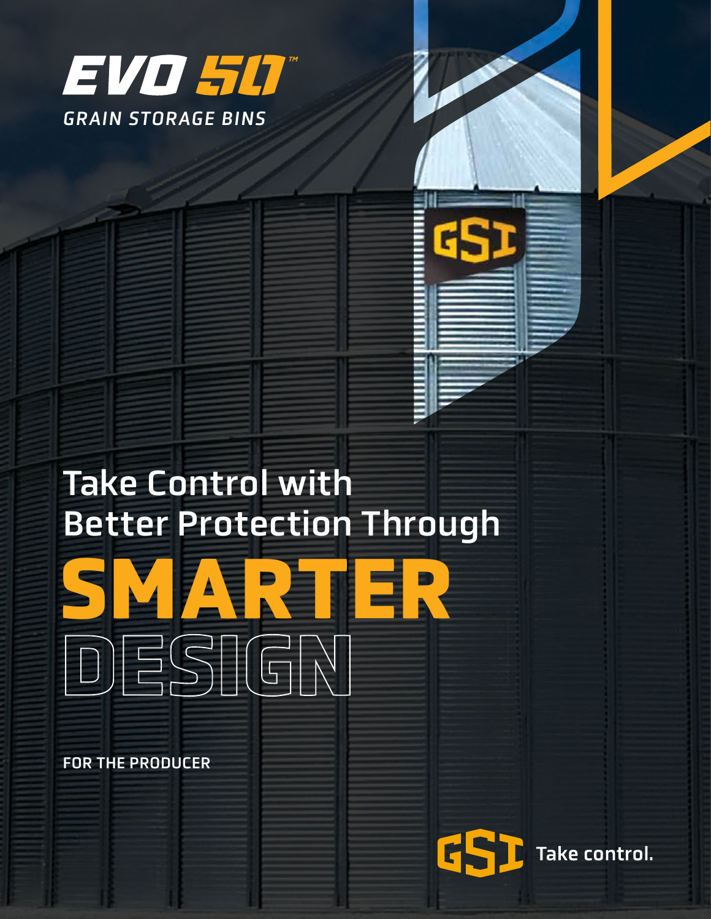# EVO 50™

*GRAIN STORAGE BINS*

## Take Control with Better Protection Through

# SMARTER DESIGN

**FOR THE PRODUCER**

GSI Take control.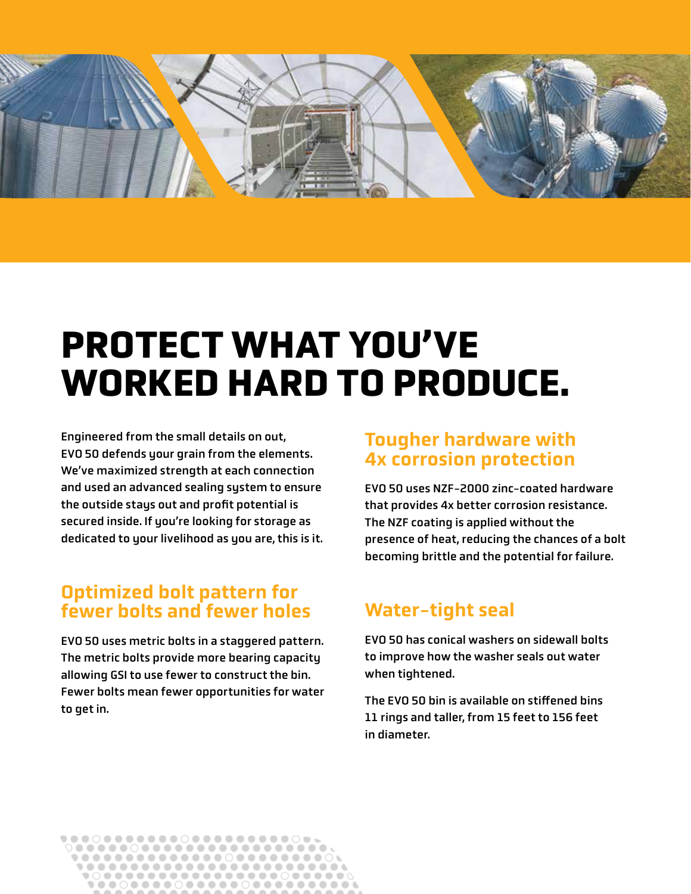# PROTECT WHAT YOU'VE WORKED HARD TO PRODUCE.

Engineered from the small details on out, EVO 50 defends your grain from the elements. We've maximized strength at each connection and used an advanced sealing system to ensure the outside stays out and profit potential is secured inside. If you're looking for storage as dedicated to your livelihood as you are, this is it.

## Optimized bolt pattern for fewer bolts and fewer holes

EVO 50 uses metric bolts in a staggered pattern. The metric bolts provide more bearing capacity allowing GSI to use fewer to construct the bin. Fewer bolts mean fewer opportunities for water to get in.

## Tougher hardware with 4x corrosion protection

EVO 50 uses NZF-2000 zinc-coated hardware that provides 4x better corrosion resistance. The NZF coating is applied without the presence of heat, reducing the chances of a bolt becoming brittle and the potential for failure.

## Water-tight seal

EVO 50 has conical washers on sidewall bolts to improve how the washer seals out water when tightened.

The EVO 50 bin is available on stiffened bins 11 rings and taller, from 15 feet to 156 feet in diameter.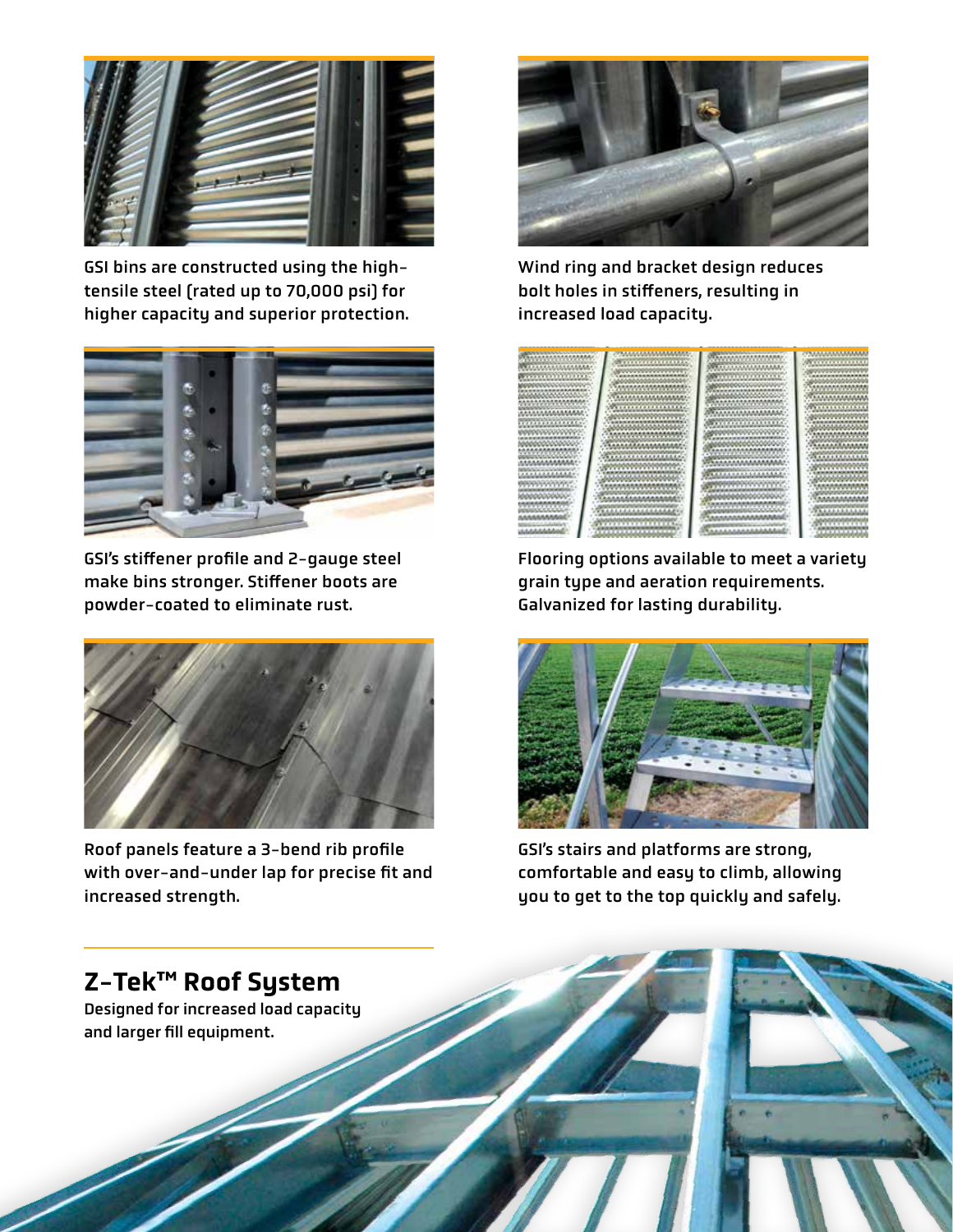GSI bins are constructed using the high-tensile steel (rated up to 70,000 psi) for higher capacity and superior protection.

Wind ring and bracket design reduces bolt holes in stiffeners, resulting in increased load capacity.

GSI's stiffener profile and 2-gauge steel make bins stronger. Stiffener boots are powder-coated to eliminate rust.

Flooring options available to meet a variety grain type and aeration requirements. Galvanized for lasting durability.

Roof panels feature a 3-bend rib profile with over-and-under lap for precise fit and increased strength.

GSI's stairs and platforms are strong, comfortable and easy to climb, allowing you to get to the top quickly and safely.

## Z-Tek™ Roof System

Designed for increased load capacity and larger fill equipment.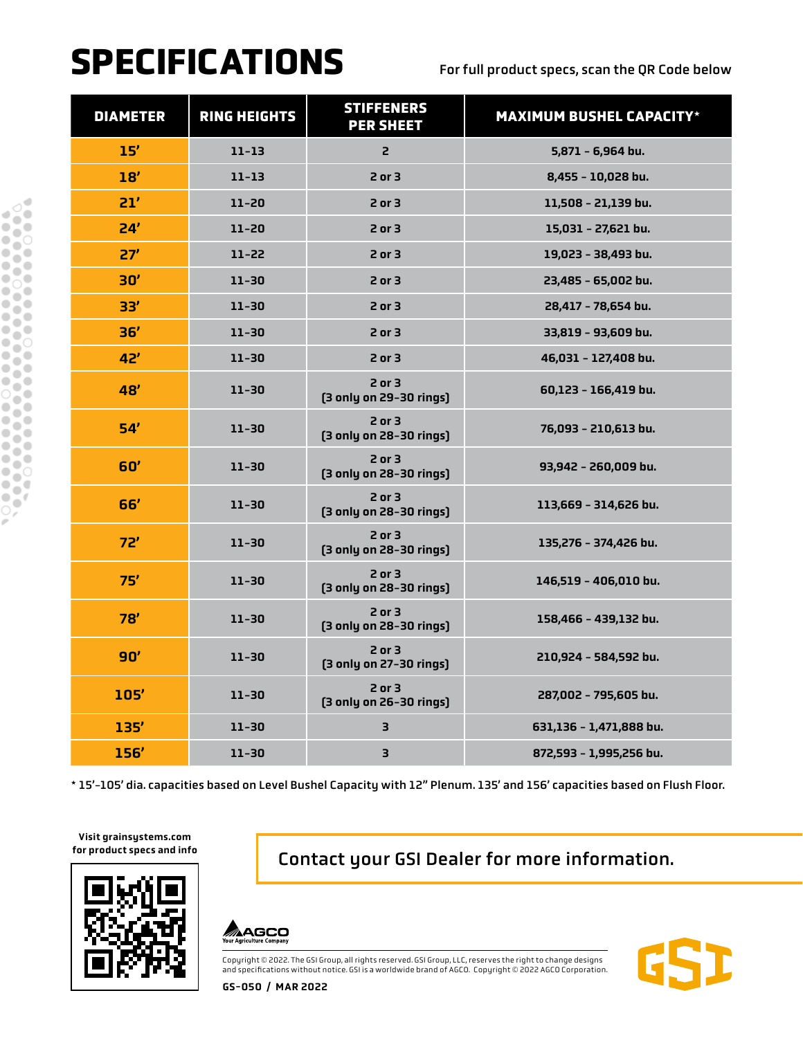# SPECIFICATIONS

For full product specs, scan the QR Code below

| DIAMETER | RING HEIGHTS | STIFFENERS PER SHEET | MAXIMUM BUSHEL CAPACITY* |
|---|---|---|---|
| 15' | 11–13 | 2 | 5,871 – 6,964 bu. |
| 18' | 11–13 | 2 or 3 | 8,455 – 10,028 bu. |
| 21' | 11–20 | 2 or 3 | 11,508 – 21,139 bu. |
| 24' | 11–20 | 2 or 3 | 15,031 – 27,621 bu. |
| 27' | 11–22 | 2 or 3 | 19,023 – 38,493 bu. |
| 30' | 11–30 | 2 or 3 | 23,485 – 65,002 bu. |
| 33' | 11–30 | 2 or 3 | 28,417 – 78,654 bu. |
| 36' | 11–30 | 2 or 3 | 33,819 – 93,609 bu. |
| 42' | 11–30 | 2 or 3 | 46,031 – 127,408 bu. |
| 48' | 11–30 | 2 or 3 (3 only on 29–30 rings) | 60,123 – 166,419 bu. |
| 54' | 11–30 | 2 or 3 (3 only on 28–30 rings) | 76,093 – 210,613 bu. |
| 60' | 11–30 | 2 or 3 (3 only on 28–30 rings) | 93,942 – 260,009 bu. |
| 66' | 11–30 | 2 or 3 (3 only on 28–30 rings) | 113,669 – 314,626 bu. |
| 72' | 11–30 | 2 or 3 (3 only on 28–30 rings) | 135,276 – 374,426 bu. |
| 75' | 11–30 | 2 or 3 (3 only on 28–30 rings) | 146,519 – 406,010 bu. |
| 78' | 11–30 | 2 or 3 (3 only on 28–30 rings) | 158,466 – 439,132 bu. |
| 90' | 11–30 | 2 or 3 (3 only on 27–30 rings) | 210,924 – 584,592 bu. |
| 105' | 11–30 | 2 or 3 (3 only on 26–30 rings) | 287,002 – 795,605 bu. |
| 135' | 11–30 | 3 | 631,136 – 1,471,888 bu. |
| 156' | 11–30 | 3 | 872,593 – 1,995,256 bu. |

* 15'–105' dia. capacities based on Level Bushel Capacity with 12" Plenum. 135' and 156' capacities based on Flush Floor.

Visit grainsystems.com for product specs and info

Contact your GSI Dealer for more information.

AGCO Your Agriculture Company

Copyright © 2022. The GSI Group, all rights reserved. GSI Group, LLC, reserves the right to change designs and specifications without notice. GSI is a worldwide brand of AGCO. Copyright © 2022 AGCO Corporation.

GS-050 / MAR 2022

GSI